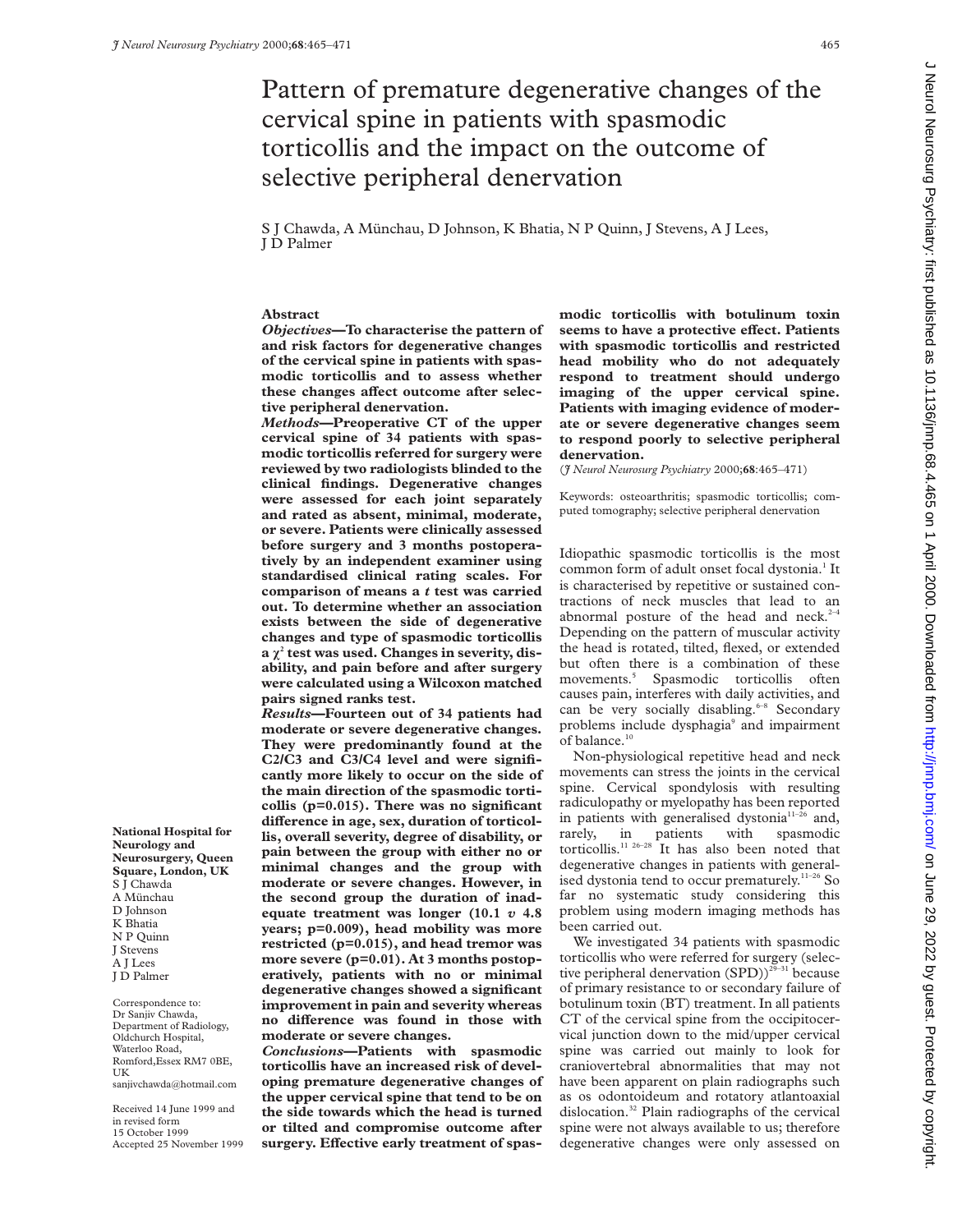# Pattern of premature degenerative changes of the cervical spine in patients with spasmodic torticollis and the impact on the outcome of selective peripheral denervation

S J Chawda, A Münchau, D Johnson, K Bhatia, N P Quinn, J Stevens, A J Lees, J D Palmer

National Hospital for Neurology and Neurosurgery, Queen Square, London, UK
S J Chawda
A Münchau
D Johnson
K Bhatia
N P Quinn
J Stevens
A J Lees
J D Palmer

Correspondence to: Dr Sanjiv Chawda, Department of Radiology, Oldchurch Hospital, Waterloo Road, Romford, Essex RM7 0BE, UK
sanjivchawda@hotmail.com

Received 14 June 1999 and in revised form 15 October 1999
Accepted 25 November 1999

## Abstract

***Objectives*—To characterise the pattern of and risk factors for degenerative changes of the cervical spine in patients with spasmodic torticollis and to assess whether these changes affect outcome after selective peripheral denervation.**

***Methods*—Preoperative CT of the upper cervical spine of 34 patients with spasmodic torticollis referred for surgery were reviewed by two radiologists blinded to the clinical findings. Degenerative changes were assessed for each joint separately and rated as absent, minimal, moderate, or severe. Patients were clinically assessed before surgery and 3 months postoperatively by an independent examiner using standardised clinical rating scales. For comparison of means a *t* test was carried out. To determine whether an association exists between the side of degenerative changes and type of spasmodic torticollis a $\chi^2$ test was used. Changes in severity, disability, and pain before and after surgery were calculated using a Wilcoxon matched pairs signed ranks test.**

***Results*—Fourteen out of 34 patients had moderate or severe degenerative changes. They were predominantly found at the C2/C3 and C3/C4 level and were significantly more likely to occur on the side of the main direction of the spasmodic torticollis (p=0.015). There was no significant difference in age, sex, duration of torticollis, overall severity, degree of disability, or pain between the group with either no or minimal changes and the group with moderate or severe changes. However, in the second group the duration of inadequate treatment was longer (10.1 *v* 4.8 years; p=0.009), head mobility was more restricted (p=0.015), and head tremor was more severe (p=0.01). At 3 months postoperatively, patients with no or minimal degenerative changes showed a significant improvement in pain and severity whereas no difference was found in those with moderate or severe changes.**

***Conclusions*—Patients with spasmodic torticollis have an increased risk of developing premature degenerative changes of the upper cervical spine that tend to be on the side towards which the head is turned or tilted and compromise outcome after surgery. Effective early treatment of spasmodic torticollis with botulinum toxin seems to have a protective effect. Patients with spasmodic torticollis and restricted head mobility who do not adequately respond to treatment should undergo imaging of the upper cervical spine. Patients with imaging evidence of moderate or severe degenerative changes seem to respond poorly to selective peripheral denervation.**

(*J Neurol Neurosurg Psychiatry* 2000;**68**:465–471)

Keywords: osteoarthritis; spasmodic torticollis; computed tomography; selective peripheral denervation

Idiopathic spasmodic torticollis is the most common form of adult onset focal dystonia.[1] It is characterised by repetitive or sustained contractions of neck muscles that lead to an abnormal posture of the head and neck.[2–4] Depending on the pattern of muscular activity the head is rotated, tilted, flexed, or extended but often there is a combination of these movements.[5] Spasmodic torticollis often causes pain, interferes with daily activities, and can be very socially disabling.[6–8] Secondary problems include dysphagia[9] and impairment of balance.[10]

Non-physiological repetitive head and neck movements can stress the joints in the cervical spine. Cervical spondylosis with resulting radiculopathy or myelopathy has been reported in patients with generalised dystonia[11–26] and, rarely, in patients with spasmodic torticollis.[11 26–28] It has also been noted that degenerative changes in patients with generalised dystonia tend to occur prematurely.[11–26] So far no systematic study considering this problem using modern imaging methods has been carried out.

We investigated 34 patients with spasmodic torticollis who were referred for surgery (selective peripheral denervation (SPD))[29–31] because of primary resistance to or secondary failure of botulinum toxin (BT) treatment. In all patients CT of the cervical spine from the occipitocervical junction down to the mid/upper cervical spine was carried out mainly to look for craniovertebral abnormalities that may not have been apparent on plain radiographs such as os odontoideum and rotatory atlantoaxial dislocation.[32] Plain radiographs of the cervical spine were not always available to us; therefore degenerative changes were only assessed on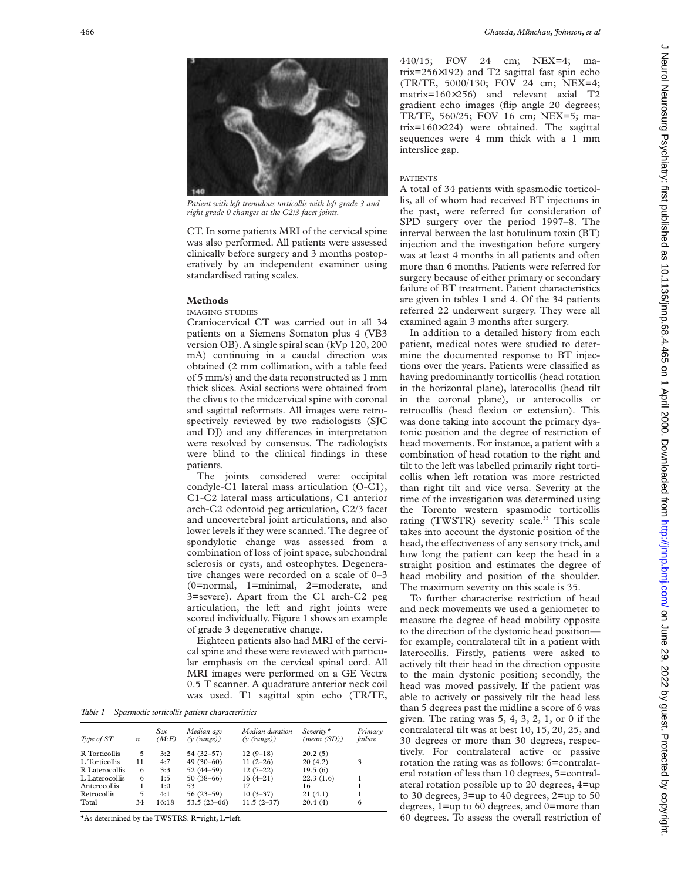Patient with left tremulous torticollis with left grade 3 and right grade 0 changes at the C2/3 facet joints.

CT. In some patients MRI of the cervical spine was also performed. All patients were assessed clinically before surgery and 3 months postoperatively by an independent examiner using standardised rating scales.

## Methods

### IMAGING STUDIES

Craniocervical CT was carried out in all 34 patients on a Siemens Somaton plus 4 (VB3 version OB). A single spiral scan (kVp 120, 200 mA) continuing in a caudal direction was obtained (2 mm collimation, with a table feed of 5 mm/s) and the data reconstructed as 1 mm thick slices. Axial sections were obtained from the clivus to the midcervical spine with coronal and sagittal reformats. All images were retrospectively reviewed by two radiologists (SJC and DJ) and any differences in interpretation were resolved by consensus. The radiologists were blind to the clinical findings in these patients.

The joints considered were: occipital condyle-C1 lateral mass articulation (O-C1), C1-C2 lateral mass articulations, C1 anterior arch-C2 odontoid peg articulation, C2/3 facet and uncovertebral joint articulations, and also lower levels if they were scanned. The degree of spondylotic change was assessed from a combination of loss of joint space, subchondral sclerosis or cysts, and osteophytes. Degenerative changes were recorded on a scale of 0–3 (0=normal, 1=minimal, 2=moderate, and 3=severe). Apart from the C1 arch-C2 peg articulation, the left and right joints were scored individually. Figure 1 shows an example of grade 3 degenerative change.

Eighteen patients also had MRI of the cervical spine and these were reviewed with particular emphasis on the cervical spinal cord. All MRI images were performed on a GE Vectra 0.5 T scanner. A quadrature anterior neck coil was used. T1 sagittal spin echo (TR/TE, 440/15; FOV 24 cm; NEX=4; matrix=256×192) and T2 sagittal fast spin echo (TR/TE, 5000/130; FOV 24 cm; NEX=4; matrix=160×256) and relevant axial T2 gradient echo images (flip angle 20 degrees; TR/TE, 560/25; FOV 16 cm; NEX=5; matrix=160×224) were obtained. The sagittal sequences were 4 mm thick with a 1 mm interslice gap.

*Table 1 Spasmodic torticollis patient characteristics*

| Type of ST | n | Sex (M:F) | Median age (y (range)) | Median duration (y (range)) | Severity* (mean (SD)) | Primary failure |
|---|---|---|---|---|---|---|
| R Torticollis | 5 | 3:2 | 54 (32–57) | 12 (9–18) | 20.2 (5) | |
| L Torticollis | 11 | 4:7 | 49 (30–60) | 11 (2–26) | 20 (4.2) | 3 |
| R Laterocollis | 6 | 3:3 | 52 (44–59) | 12 (7–22) | 19.5 (6) | |
| L Laterocollis | 6 | 1:5 | 50 (38–66) | 16 (4–21) | 22.3 (1.6) | 1 |
| Anterocollis | 1 | 1:0 | 53 | 17 | 16 | 1 |
| Retrocollis | 5 | 4:1 | 56 (23–59) | 10 (3–37) | 21 (4.1) | 1 |
| Total | 34 | 16:18 | 53.5 (23–66) | 11.5 (2–37) | 20.4 (4) | 6 |

*As determined by the TWSTRS. R=right, L=left.

### PATIENTS

A total of 34 patients with spasmodic torticollis, all of whom had received BT injections in the past, were referred for consideration of SPD surgery over the period 1997–8. The interval between the last botulinum toxin (BT) injection and the investigation before surgery was at least 4 months in all patients and often more than 6 months. Patients were referred for surgery because of either primary or secondary failure of BT treatment. Patient characteristics are given in tables 1 and 4. Of the 34 patients referred 22 underwent surgery. They were all examined again 3 months after surgery.

In addition to a detailed history from each patient, medical notes were studied to determine the documented response to BT injections over the years. Patients were classified as having predominantly torticollis (head rotation in the horizontal plane), laterocollis (head tilt in the coronal plane), or anterocollis or retrocollis (head flexion or extension). This was done taking into account the primary dystonic position and the degree of restriction of head movements. For instance, a patient with a combination of head rotation to the right and tilt to the left was labelled primarily right torticollis when left rotation was more restricted than right tilt and vice versa. Severity at the time of the investigation was determined using the Toronto western spasmodic torticollis rating (TWSTR) severity scale.[33] This scale takes into account the dystonic position of the head, the effectiveness of any sensory trick, and how long the patient can keep the head in a straight position and estimates the degree of head mobility and position of the shoulder. The maximum severity on this scale is 35.

To further characterise restriction of head and neck movements we used a geniometer to measure the degree of head mobility opposite to the direction of the dystonic head position—for example, contralateral tilt in a patient with laterocollis. Firstly, patients were asked to actively tilt their head in the direction opposite to the main dystonic position; secondly, the head was moved passively. If the patient was able to actively or passively tilt the head less than 5 degrees past the midline a score of 6 was given. The rating was 5, 4, 3, 2, 1, or 0 if the contralateral tilt was at best 10, 15, 20, 25, and 30 degrees or more than 30 degrees, respectively. For contralateral active or passive rotation the rating was as follows: 6=contralateral rotation of less than 10 degrees, 5=contralateral rotation possible up to 20 degrees, 4=up to 30 degrees, 3=up to 40 degrees, 2=up to 50 degrees, 1=up to 60 degrees, and 0=more than 60 degrees. To assess the overall restriction of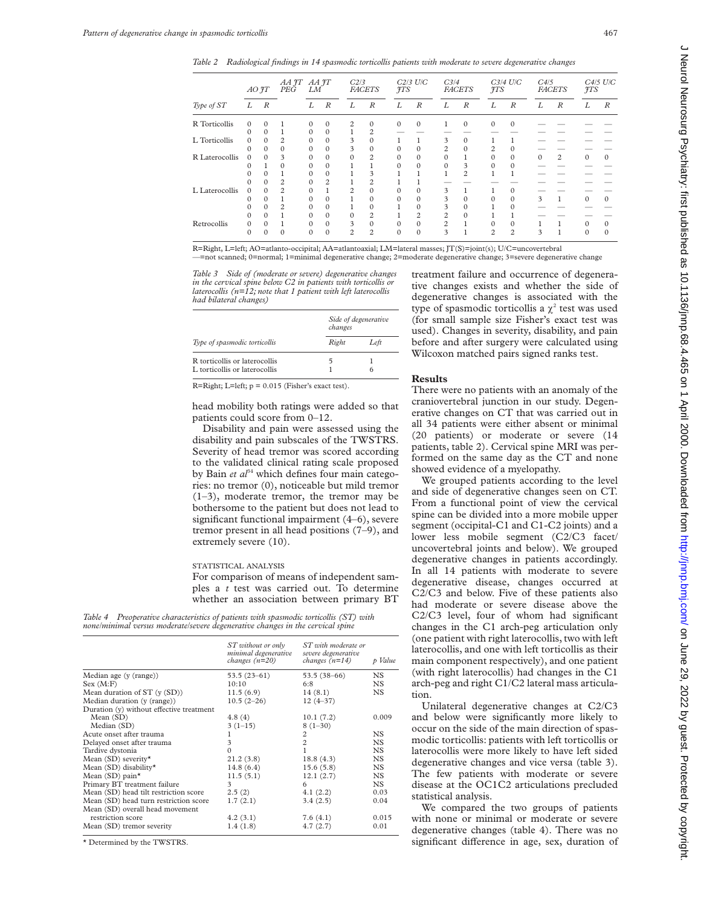*Table 2 Radiological findings in 14 spasmodic torticollis patients with moderate to severe degenerative changes*

| Type of ST | AO JT L | AO JT R | AA JT PEG | AA JT LM L | AA JT LM R | C2/3 FACETS L | C2/3 FACETS R | C2/3 U/C JTS L | C2/3 U/C JTS R | C3/4 FACETS L | C3/4 FACETS R | C3/4 U/C JTS L | C3/4 U/C JTS R | C4/5 FACETS L | C4/5 FACETS R | C4/5 U/C JTS L | C4/5 U/C JTS R |
|---|---|---|---|---|---|---|---|---|---|---|---|---|---|---|---|---|---|
| R Torticollis | 0 | 0 | 1 | 0 | 0 | 2 | 0 | 0 | 0 | 1 | 0 | 0 | 0 | — | — | — | — |
| | 0 | 0 | 1 | 0 | 0 | 1 | 2 | — | — | — | — | — | — | — | — | — | — |
| L Torticollis | 0 | 0 | 2 | 0 | 0 | 3 | 0 | 1 | 1 | 3 | 0 | 1 | 1 | — | — | — | — |
| | 0 | 0 | 0 | 0 | 0 | 3 | 0 | 0 | 0 | 2 | 0 | 2 | 0 | — | — | — | — |
| R Laterocollis | 0 | 0 | 3 | 0 | 0 | 0 | 2 | 0 | 0 | 0 | 1 | 0 | 0 | 0 | 2 | 0 | 0 |
| | 0 | 1 | 0 | 0 | 0 | 1 | 1 | 0 | 0 | 0 | 3 | 0 | 0 | — | — | — | — |
| | 0 | 0 | 1 | 0 | 0 | 1 | 3 | 1 | 1 | 1 | 2 | 1 | 1 | — | — | — | — |
| | 0 | 0 | 2 | 0 | 2 | 1 | 2 | 1 | 1 | — | — | — | — | — | — | — | — |
| L Laterocollis | 0 | 0 | 2 | 0 | 1 | 2 | 0 | 0 | 0 | 3 | 1 | 1 | 0 | — | — | — | — |
| | 0 | 0 | 1 | 0 | 0 | 1 | 0 | 0 | 0 | 3 | 0 | 0 | 0 | 3 | 1 | 0 | 0 |
| | 0 | 0 | 2 | 0 | 0 | 1 | 0 | 1 | 0 | 3 | 0 | 1 | 0 | — | — | — | — |
| | 0 | 0 | 1 | 0 | 0 | 0 | 2 | 1 | 2 | 2 | 0 | 1 | 1 | — | — | — | — |
| Retrocollis | 0 | 0 | 1 | 0 | 0 | 3 | 0 | 0 | 0 | 2 | 1 | 0 | 0 | 1 | 1 | 0 | 0 |
| | 0 | 0 | 0 | 0 | 0 | 2 | 2 | 0 | 0 | 3 | 1 | 2 | 2 | 3 | 1 | 0 | 0 |

R=Right, L=left; AO=atlanto-occipital; AA=atlantoaxial; LM=lateral masses; JT(S)=joint(s); U/C=uncovertebral
—=not scanned; 0=normal; 1=minimal degenerative change; 2=moderate degenerative change; 3=severe degenerative change

*Table 3 Side of (moderate or severe) degenerative changes in the cervical spine below C2 in patients with torticollis or laterocollis (n=12; note that 1 patient with left laterocollis had bilateral changes)*

| Type of spasmodic torticollis | Side of degenerative changes: Right | Left |
|---|---|---|
| R torticollis or laterocollis | 5 | 1 |
| L torticollis or laterocollis | 1 | 6 |

R=Right; L=left; p = 0.015 (Fisher's exact test).

head mobility both ratings were added so that patients could score from 0–12.

Disability and pain were assessed using the disability and pain subscales of the TWSTRS. Severity of head tremor was scored according to the validated clinical rating scale proposed by Bain *et al*[34] which defines four main categories: no tremor (0), noticeable but mild tremor (1–3), moderate tremor, the tremor may be bothersome to the patient but does not lead to significant functional impairment (4–6), severe tremor present in all head positions (7–9), and extremely severe (10).

### STATISTICAL ANALYSIS

For comparison of means of independent samples a *t* test was carried out. To determine whether an association between primary BT treatment failure and occurrence of degenerative changes exists and whether the side of degenerative changes is associated with the type of spasmodic torticollis a $\chi^2$ test was used (for small sample size Fisher's exact test was used). Changes in severity, disability, and pain before and after surgery were calculated using Wilcoxon matched pairs signed ranks test.

## Results

There were no patients with an anomaly of the craniovertebral junction in our study. Degenerative changes on CT that was carried out in all 34 patients were either absent or minimal (20 patients) or moderate or severe (14 patients, table 2). Cervical spine MRI was performed on the same day as the CT and none showed evidence of a myelopathy.

We grouped patients according to the level and side of degenerative changes seen on CT. From a functional point of view the cervical spine can be divided into a more mobile upper segment (occipital-C1 and C1-C2 joints) and a lower less mobile segment (C2/C3 facet/uncovertebral joints and below). We grouped degenerative changes in patients accordingly. In all 14 patients with moderate to severe degenerative disease, changes occurred at C2/C3 and below. Five of these patients also had moderate or severe disease above the C2/C3 level, four of whom had significant changes in the C1 arch-peg articulation only (one patient with right laterocollis, two with left laterocollis, and one with left torticollis as their main component respectively), and one patient (with right laterocollis) had changes in the C1 arch-peg and right C1/C2 lateral mass articulation.

Unilateral degenerative changes at C2/C3 and below were significantly more likely to occur on the side of the main direction of spasmodic torticollis: patients with left torticollis or laterocollis were more likely to have left sided degenerative changes and vice versa (table 3). The few patients with moderate or severe disease at the OC1C2 articulations precluded statistical analysis.

We compared the two groups of patients with none or minimal or moderate or severe degenerative changes (table 4). There was no significant difference in age, sex, duration of

*Table 4 Preoperative characteristics of patients with spasmodic torticollis (ST) with none/minimal versus moderate/severe degenerative changes in the cervical spine*

| | ST without or only minimal degenerative changes (n=20) | ST with moderate or severe degenerative changes (n=14) | p Value |
|---|---|---|---|
| Median age (y (range)) | 53.5 (23–61) | 53.5 (38–66) | NS |
| Sex (M:F) | 10:10 | 6:8 | NS |
| Mean duration of ST (y (SD)) | 11.5 (6.9) | 14 (8.1) | NS |
| Median duration (y (range)) | 10.5 (2–26) | 12 (4–37) | |
| Duration (y) without effective treatment | | | |
| Mean (SD) | 4.8 (4) | 10.1 (7.2) | 0.009 |
| Median (SD) | 3 (1–15) | 8 (1–30) | |
| Acute onset after trauma | 1 | 2 | NS |
| Delayed onset after trauma | 3 | 2 | NS |
| Tardive dystonia | 0 | 1 | NS |
| Mean (SD) severity* | 21.2 (3.8) | 18.8 (4.3) | NS |
| Mean (SD) disability* | 14.8 (6.4) | 15.6 (5.8) | NS |
| Mean (SD) pain* | 11.5 (5.1) | 12.1 (2.7) | NS |
| Primary BT treatment failure | 3 | 6 | NS |
| Mean (SD) head tilt restriction score | 2.5 (2) | 4.1 (2.2) | 0.03 |
| Mean (SD) head turn restriction score | 1.7 (2.1) | 3.4 (2.5) | 0.04 |
| Mean (SD) overall head movement restriction score | 4.2 (3.1) | 7.6 (4.1) | 0.015 |
| Mean (SD) tremor severity | 1.4 (1.8) | 4.7 (2.7) | 0.01 |

* Determined by the TWSTRS.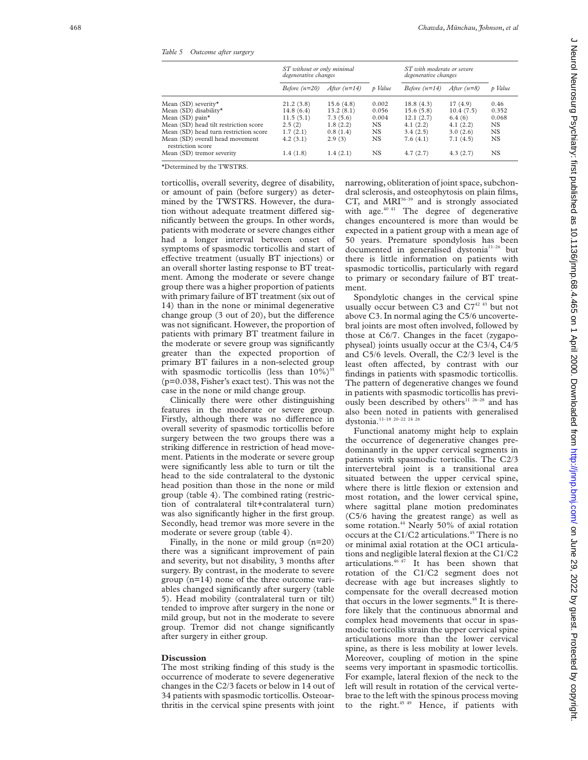*Table 5 Outcome after surgery*

| | ST without or only minimal degenerative changes | | | ST with moderate or severe degenerative changes | | |
|---|---|---|---|---|---|---|
| | Before (n=20) | After (n=14) | p Value | Before (n=14) | After (n=8) | p Value |
| Mean (SD) severity* | 21.2 (3.8) | 15.6 (4.8) | 0.002 | 18.8 (4.3) | 17 (4.9) | 0.46 |
| Mean (SD) disability* | 14.8 (6.4) | 13.2 (8.1) | 0.056 | 15.6 (5.8) | 10.4 (7.5) | 0.352 |
| Mean (SD) pain* | 11.5 (5.1) | 7.3 (5.6) | 0.004 | 12.1 (2.7) | 6.4 (6) | 0.068 |
| Mean (SD) head tilt restriction score | 2.5 (2) | 1.8 (2.2) | NS | 4.1 (2.2) | 4.1 (2.2) | NS |
| Mean (SD) head turn restriction score | 1.7 (2.1) | 0.8 (1.4) | NS | 3.4 (2.5) | 3.0 (2.6) | NS |
| Mean (SD) overall head movement restriction score | 4.2 (3.1) | 2.9 (3) | NS | 7.6 (4.1) | 7.1 (4.5) | NS |
| Mean (SD) tremor severity | 1.4 (1.8) | 1.4 (2.1) | NS | 4.7 (2.7) | 4.3 (2.7) | NS |

*Determined by the TWSTRS.

torticollis, overall severity, degree of disability, or amount of pain (before surgery) as determined by the TWSTRS. However, the duration without adequate treatment differed significantly between the groups. In other words, patients with moderate or severe changes either had a longer interval between onset of symptoms of spasmodic torticollis and start of effective treatment (usually BT injections) or an overall shorter lasting response to BT treatment. Among the moderate or severe change group there was a higher proportion of patients with primary failure of BT treatment (six out of 14) than in the none or minimal degenerative change group (3 out of 20), but the difference was not significant. However, the proportion of patients with primary BT treatment failure in the moderate or severe group was significantly greater than the expected proportion of primary BT failures in a non-selected group with spasmodic torticollis (less than 10%)[35] ($p=0.038$, Fisher's exact test). This was not the case in the none or mild change group.

Clinically there were other distinguishing features in the moderate or severe group. Firstly, although there was no difference in overall severity of spasmodic torticollis before surgery between the two groups there was a striking difference in restriction of head movement. Patients in the moderate or severe group were significantly less able to turn or tilt the head to the side contralateral to the dystonic head position than those in the none or mild group (table 4). The combined rating (restriction of contralateral tilt+contralateral turn) was also significantly higher in the first group. Secondly, head tremor was more severe in the moderate or severe group (table 4).

Finally, in the none or mild group (n=20) there was a significant improvement of pain and severity, but not disability, 3 months after surgery. By contrast, in the moderate to severe group (n=14) none of the three outcome variables changed significantly after surgery (table 5). Head mobility (contralateral turn or tilt) tended to improve after surgery in the none or mild group, but not in the moderate to severe group. Tremor did not change significantly after surgery in either group.

## Discussion

The most striking finding of this study is the occurrence of moderate to severe degenerative changes in the C2/3 facets or below in 14 out of 34 patients with spasmodic torticollis. Osteoarthritis in the cervical spine presents with joint narrowing, obliteration of joint space, subchondral sclerosis, and osteophytosis on plain films, CT, and MRI[36–39] and is strongly associated with age.[40 41] The degree of degenerative changes encountered is more than would be expected in a patient group with a mean age of 50 years. Premature spondylosis has been documented in generalised dystonia[11–26] but there is little information on patients with spasmodic torticollis, particularly with regard to primary or secondary failure of BT treatment.

Spondylotic changes in the cervical spine usually occur between C3 and C7[42 43] but not above C3. In normal aging the C5/6 uncovertebral joints are most often involved, followed by those at C6/7. Changes in the facet (zygapophyseal) joints usually occur at the C3/4, C4/5 and C5/6 levels. Overall, the C2/3 level is the least often affected, by contrast with our findings in patients with spasmodic torticollis. The pattern of degenerative changes we found in patients with spasmodic torticollis has previously been described by others[11 26–28] and has also been noted in patients with generalised dystonia.[11–18 20–22 24 26]

Functional anatomy might help to explain the occurrence of degenerative changes predominantly in the upper cervical segments in patients with spasmodic torticollis. The C2/3 intervertebral joint is a transitional area situated between the upper cervical spine, where there is little flexion or extension and most rotation, and the lower cervical spine, where sagittal plane motion predominates (C5/6 having the greatest range) as well as some rotation.[44] Nearly 50% of axial rotation occurs at the C1/C2 articulations.[45] There is no or minimal axial rotation at the OC1 articulations and negligible lateral flexion at the C1/C2 articulations.[46 47] It has been shown that rotation of the C1/C2 segment does not decrease with age but increases slightly to compensate for the overall decreased motion that occurs in the lower segments.[48] It is therefore likely that the continuous abnormal and complex head movements that occur in spasmodic torticollis strain the upper cervical spine articulations more than the lower cervical spine, as there is less mobility at lower levels. Moreover, coupling of motion in the spine seems very important in spasmodic torticollis. For example, lateral flexion of the neck to the left will result in rotation of the cervical vertebrae to the left with the spinous process moving to the right.[45 49] Hence, if patients with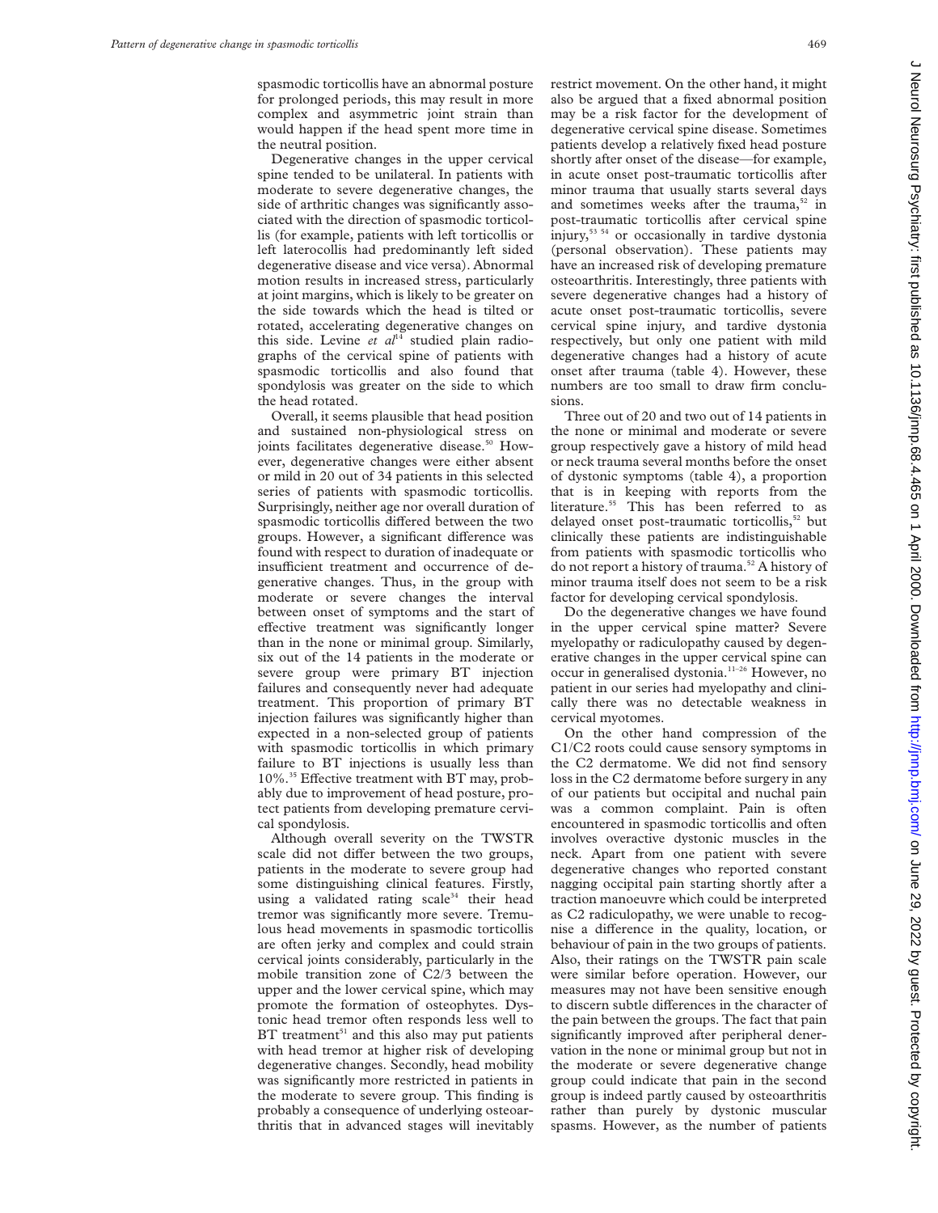spasmodic torticollis have an abnormal posture for prolonged periods, this may result in more complex and asymmetric joint strain than would happen if the head spent more time in the neutral position.

Degenerative changes in the upper cervical spine tended to be unilateral. In patients with moderate to severe degenerative changes, the side of arthritic changes was significantly associated with the direction of spasmodic torticollis (for example, patients with left torticollis or left laterocollis had predominantly left sided degenerative disease and vice versa). Abnormal motion results in increased stress, particularly at joint margins, which is likely to be greater on the side towards which the head is tilted or rotated, accelerating degenerative changes on this side. Levine *et al*[14] studied plain radiographs of the cervical spine of patients with spasmodic torticollis and also found that spondylosis was greater on the side to which the head rotated.

Overall, it seems plausible that head position and sustained non-physiological stress on joints facilitates degenerative disease.[50] However, degenerative changes were either absent or mild in 20 out of 34 patients in this selected series of patients with spasmodic torticollis. Surprisingly, neither age nor overall duration of spasmodic torticollis differed between the two groups. However, a significant difference was found with respect to duration of inadequate or insufficient treatment and occurrence of degenerative changes. Thus, in the group with moderate or severe changes the interval between onset of symptoms and the start of effective treatment was significantly longer than in the none or minimal group. Similarly, six out of the 14 patients in the moderate or severe group were primary BT injection failures and consequently never had adequate treatment. This proportion of primary BT injection failures was significantly higher than expected in a non-selected group of patients with spasmodic torticollis in which primary failure to BT injections is usually less than 10%.[35] Effective treatment with BT may, probably due to improvement of head posture, protect patients from developing premature cervical spondylosis.

Although overall severity on the TWSTR scale did not differ between the two groups, patients in the moderate to severe group had some distinguishing clinical features. Firstly, using a validated rating scale[34] their head tremor was significantly more severe. Tremulous head movements in spasmodic torticollis are often jerky and complex and could strain cervical joints considerably, particularly in the mobile transition zone of C2/3 between the upper and the lower cervical spine, which may promote the formation of osteophytes. Dystonic head tremor often responds less well to BT treatment[51] and this also may put patients with head tremor at higher risk of developing degenerative changes. Secondly, head mobility was significantly more restricted in patients in the moderate to severe group. This finding is probably a consequence of underlying osteoarthritis that in advanced stages will inevitably restrict movement. On the other hand, it might also be argued that a fixed abnormal position may be a risk factor for the development of degenerative cervical spine disease. Sometimes patients develop a relatively fixed head posture shortly after onset of the disease—for example, in acute onset post-traumatic torticollis after minor trauma that usually starts several days and sometimes weeks after the trauma,[52] in post-traumatic torticollis after cervical spine injury,[53 54] or occasionally in tardive dystonia (personal observation). These patients may have an increased risk of developing premature osteoarthritis. Interestingly, three patients with severe degenerative changes had a history of acute onset post-traumatic torticollis, severe cervical spine injury, and tardive dystonia respectively, but only one patient with mild degenerative changes had a history of acute onset after trauma (table 4). However, these numbers are too small to draw firm conclusions.

Three out of 20 and two out of 14 patients in the none or minimal and moderate or severe group respectively gave a history of mild head or neck trauma several months before the onset of dystonic symptoms (table 4), a proportion that is in keeping with reports from the literature.[55] This has been referred to as delayed onset post-traumatic torticollis,[52] but clinically these patients are indistinguishable from patients with spasmodic torticollis who do not report a history of trauma.[52] A history of minor trauma itself does not seem to be a risk factor for developing cervical spondylosis.

Do the degenerative changes we have found in the upper cervical spine matter? Severe myelopathy or radiculopathy caused by degenerative changes in the upper cervical spine can occur in generalised dystonia.[11–26] However, no patient in our series had myelopathy and clinically there was no detectable weakness in cervical myotomes.

On the other hand compression of the C1/C2 roots could cause sensory symptoms in the C2 dermatome. We did not find sensory loss in the C2 dermatome before surgery in any of our patients but occipital and nuchal pain was a common complaint. Pain is often encountered in spasmodic torticollis and often involves overactive dystonic muscles in the neck. Apart from one patient with severe degenerative changes who reported constant nagging occipital pain starting shortly after a traction manoeuvre which could be interpreted as C2 radiculopathy, we were unable to recognise a difference in the quality, location, or behaviour of pain in the two groups of patients. Also, their ratings on the TWSTR pain scale were similar before operation. However, our measures may not have been sensitive enough to discern subtle differences in the character of the pain between the groups. The fact that pain significantly improved after peripheral denervation in the none or minimal group but not in the moderate or severe degenerative change group could indicate that pain in the second group is indeed partly caused by osteoarthritis rather than purely by dystonic muscular spasms. However, as the number of patients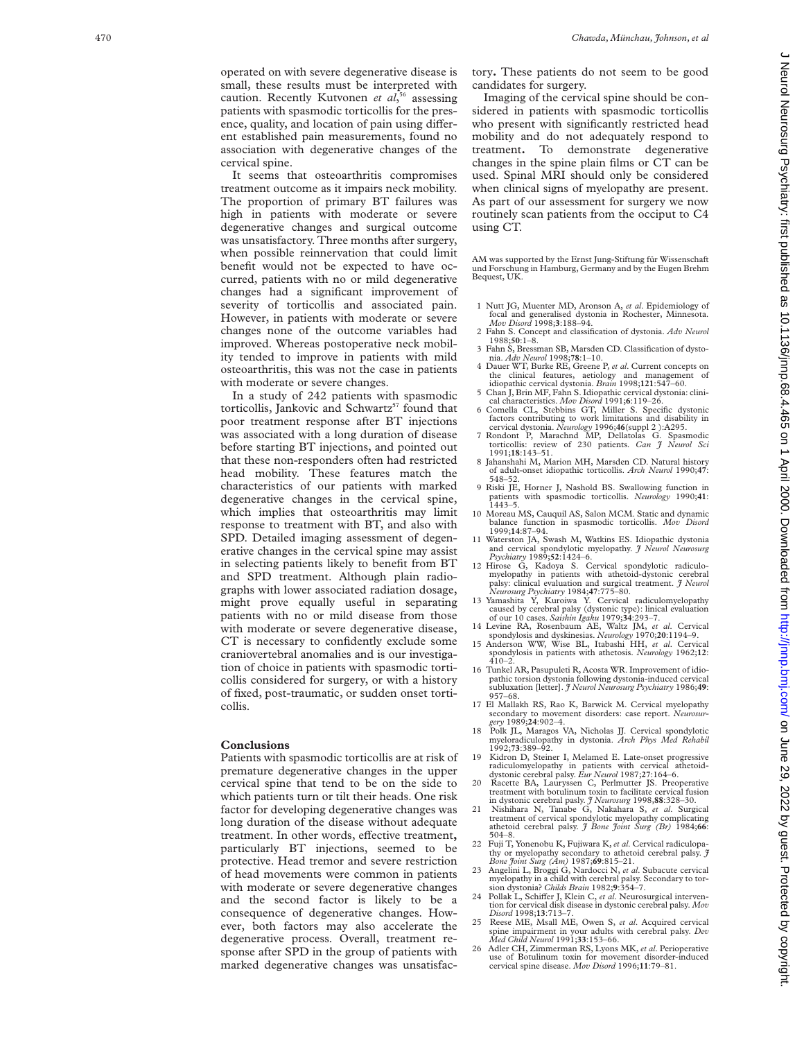operated on with severe degenerative disease is small, these results must be interpreted with caution. Recently Kutvonen *et al*,[56] assessing patients with spasmodic torticollis for the presence, quality, and location of pain using different established pain measurements, found no association with degenerative changes of the cervical spine.

It seems that osteoarthritis compromises treatment outcome as it impairs neck mobility. The proportion of primary BT failures was high in patients with moderate or severe degenerative changes and surgical outcome was unsatisfactory. Three months after surgery, when possible reinnervation that could limit benefit would not be expected to have occurred, patients with no or mild degenerative changes had a significant improvement of severity of torticollis and associated pain. However, in patients with moderate or severe changes none of the outcome variables had improved. Whereas postoperative neck mobility tended to improve in patients with mild osteoarthritis, this was not the case in patients with moderate or severe changes.

In a study of 242 patients with spasmodic torticollis, Jankovic and Schwartz[57] found that poor treatment response after BT injections was associated with a long duration of disease before starting BT injections, and pointed out that these non-responders often had restricted head mobility. These features match the characteristics of our patients with marked degenerative changes in the cervical spine, which implies that osteoarthritis may limit response to treatment with BT, and also with SPD. Detailed imaging assessment of degenerative changes in the cervical spine may assist in selecting patients likely to benefit from BT and SPD treatment. Although plain radiographs with lower associated radiation dosage, might prove equally useful in separating patients with no or mild disease from those with moderate or severe degenerative disease, CT is necessary to confidently exclude some craniovertebral anomalies and is our investigation of choice in patients with spasmodic torticollis considered for surgery, or with a history of fixed, post-traumatic, or sudden onset torticollis.

## Conclusions

Patients with spasmodic torticollis are at risk of premature degenerative changes in the upper cervical spine that tend to be on the side to which patients turn or tilt their heads. One risk factor for developing degenerative changes was long duration of the disease without adequate treatment. In other words, effective treatment, particularly BT injections, seemed to be protective. Head tremor and severe restriction of head movements were common in patients with moderate or severe degenerative changes and the second factor is likely to be a consequence of degenerative changes. However, both factors may also accelerate the degenerative process. Overall, treatment response after SPD in the group of patients with marked degenerative changes was unsatisfactory. These patients do not seem to be good candidates for surgery.

Imaging of the cervical spine should be considered in patients with spasmodic torticollis who present with significantly restricted head mobility and do not adequately respond to treatment. To demonstrate degenerative changes in the spine plain films or CT can be used. Spinal MRI should only be considered when clinical signs of myelopathy are present. As part of our assessment for surgery we now routinely scan patients from the occiput to C4 using CT.

AM was supported by the Ernst Jung-Stiftung für Wissenschaft und Forschung in Hamburg, Germany and by the Eugen Brehm Bequest, UK.

1 Nutt JG, Muenter MD, Aronson A, *et al*. Epidemiology of focal and generalised dystonia in Rochester, Minnesota. *Mov Disord* 1998;**3**:188–94.
2 Fahn S. Concept and classification of dystonia. *Adv Neurol* 1988;**50**:1–8.
3 Fahn S, Bressman SB, Marsden CD. Classification of dystonia. *Adv Neurol* 1998;**78**:1–10.
4 Dauer WT, Burke RE, Greene P, *et al*. Current concepts on the clinical features, aetiology and management of idiopathic cervical dystonia. *Brain* 1998;**121**:547–60.
5 Chan J, Brin MF, Fahn S. Idiopathic cervical dystonia: clinical characteristics. *Mov Disord* 1991;**6**:119–26.
6 Comella CL, Stebbins GT, Miller S. Specific dystonic factors contributing to work limitations and disability in cervical dystonia. *Neurology* 1996;**46**(suppl 2 ):A295.
7 Rondont P, Marachnd MP, Dellatolas G. Spasmodic torticollis: review of 230 patients. *Can J Neurol Sci* 1991;**18**:143–51.
8 Jahanshahi M, Marion MH, Marsden CD. Natural history of adult-onset idiopathic torticollis. *Arch Neurol* 1990;**47**: 548–52.
9 Riski JE, Horner J, Nashold BS. Swallowing function in patients with spasmodic torticollis. *Neurology* 1990;**41**: 1443–5.
10 Moreau MS, Cauquil AS, Salon MCM. Static and dynamic balance function in spasmodic torticollis. *Mov Disord* 1999;**14**:87–94.
11 Waterston JA, Swash M, Watkins ES. Idiopathic dystonia and cervical spondylotic myelopathy. *J Neurol Neurosurg Psychiatry* 1989;**52**:1424–6.
12 Hirose G, Kadoya S. Cervical spondylotic radiculomyelopathy in patients with athetoid-dystonic cerebral palsy: clinical evaluation and surgical treatment. *J Neurol Neurosurg Psychiatry* 1984;**47**:775–80.
13 Yamashita Y, Kuroiwa Y. Cervical radiculomyelopathy caused by cerebral palsy (dystonic type): linical evaluation of our 10 cases. *Saishin Igaku* 1979;**34**:293–7.
14 Levine RA, Rosenbaum AE, Waltz JM, *et al*. Cervical spondylosis and dyskinesias. *Neurology* 1970;**20**:1194–9.
15 Anderson WW, Wise BL, Itabashi HH, *et al*. Cervical spondylosis in patients with athetosis. *Neurology* 1962;**12**: 410–2.
16 Tunkel AR, Pasupuleti R, Acosta WR. Improvement of idiopathic torsion dystonia following dystonia-induced cervical subluxation [letter]. *J Neurol Neurosurg Psychiatry* 1986;**49**: 957–68.
17 El Mallakh RS, Rao K, Barwick M. Cervical myelopathy secondary to movement disorders: case report. *Neurosurgery* 1989;**24**:902–4.
18 Polk JL, Maragos VA, Nicholas JJ. Cervical spondylotic myeloradiculopathy in dystonia. *Arch Phys Med Rehabil* 1992;**73**:389–92.
19 Kidron D, Steiner I, Melamed E. Late-onset progressive radiculomyelopathy in patients with cervical athetoid-dystonic cerebral palsy. *Eur Neurol* 1987;**27**:164–6.
20 Racette BA, Lauryssen C, Perlmutter JS. Preoperative treatment with botulinum toxin to facilitate cervical fusion in dystonic cerebral pasly. *J Neurosurg* 1998,**88**:328–30.
21 Nishihara N, Tanabe G, Nakahara S, *et al*. Surgical treatment of cervical spondylotic myelopathy complicating athetoid cerebral palsy. *J Bone Joint Surg (Br)* 1984;**66**: 504–8.
22 Fuji T, Yonenobu K, Fujiwara K, *et al*. Cervical radiculopathy or myelopathy secondary to athetoid cerebral palsy. *J Bone Joint Surg (Am)* 1987;**69**:815–21.
23 Angelini L, Broggi G, Nardocci N, *et al*. Subacute cervical myelopathy in a child with cerebral palsy. Secondary to torsion dystonia? *Childs Brain* 1982;**9**:354–7.
24 Pollak L, Schiffer J, Klein C, *et al*. Neurosurgical intervention for cervical disk disease in dystonic cerebral palsy. *Mov Disord* 1998;**13**:713–7.
25 Reese ME, Msall ME, Owen S, *et al*. Acquired cervical spine impairment in your adults with cerebral palsy. *Dev Med Child Neurol* 1991;**33**:153–66.
26 Adler CH, Zimmerman RS, Lyons MK, *et al*. Perioperative use of Botulinum toxin for movement disorder-induced cervical spine disease. *Mov Disord* 1996;**11**:79–81.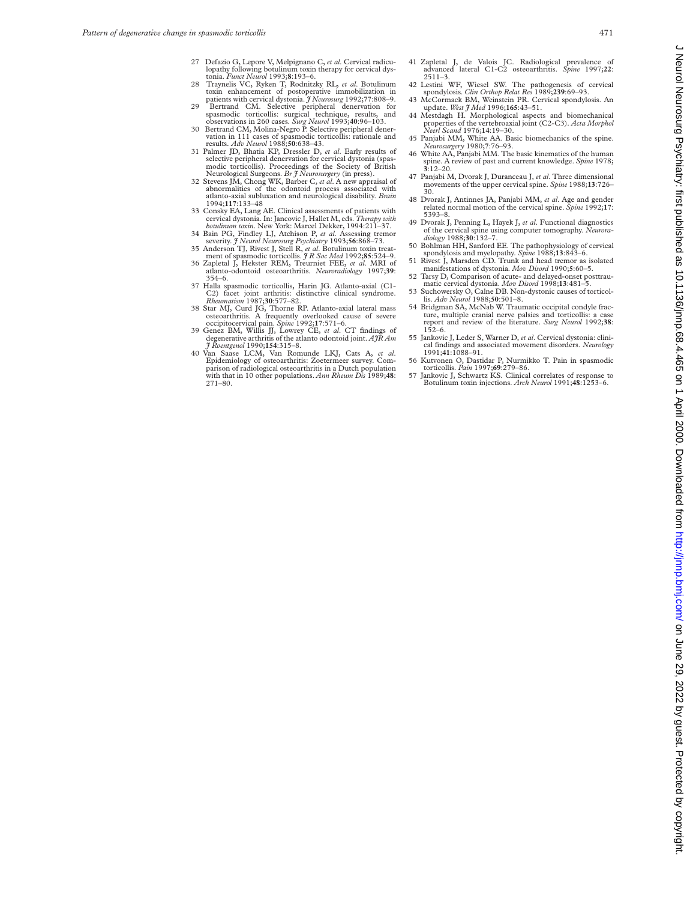27 Defazio G, Lepore V, Melpignano C, *et al*. Cervical radiculopathy following botulinum toxin therapy for cervical dystonia. *Funct Neurol* 1993;**8**:193–6.

28 Traynelis VC, Ryken T, Rodnitzky RL, *et al*. Botulinum toxin enhancement of postoperative immobilization in patients with cervical dystonia. *J Neurosurg* 1992;**77**:808–9.

29 Bertrand CM. Selective peripheral denervation for spasmodic torticollis: surgical technique, results, and observations in 260 cases. *Surg Neurol* 1993;**40**:96–103.

30 Bertrand CM, Molina-Negro P. Selective peripheral denervation in 111 cases of spasmodic torticollis: rationale and results. *Adv Neurol* 1988;**50**:638–43.

31 Palmer JD, Bhatia KP, Dressler D, *et al*. Early results of selective peripheral denervation for cervical dystonia (spasmodic torticollis). Proceedings of the Society of British Neurological Surgeons. *Br J Neurosurgery* (in press).

32 Stevens JM, Chong WK, Barber C, *et al*. A new appraisal of abnormalities of the odontoid process associated with atlanto-axial subluxation and neurological disability. *Brain* 1994;**117**:133–48

33 Consky EA, Lang AE. Clinical assessments of patients with cervical dystonia. In: Jancovic J, Hallet M, eds. *Therapy with botulinum toxin*. New York: Marcel Dekker, 1994:211–37.

34 Bain PG, Findley LJ, Atchison P, *et al*. Assessing tremor severity. *J Neurol Neurosurg Psychiatry* 1993;**56**:868–73.

35 Anderson TJ, Rivest J, Stell R, *et al*. Botulinum toxin treatment of spasmodic torticollis. *J R Soc Med* 1992;**85**:524–9.

36 Zapletal J, Hekster REM, Treurniet FEE, *et al*. MRI of atlanto-odontoid osteoarthritis. *Neuroradiology* 1997;**39**:354–6.

37 Halla spasmodic torticollis, Harin JG. Atlanto-axial (C1-C2) facet joint arthritis: distinctive clinical syndrome. *Rheumatism* 1987;**30**:577–82.

38 Star MJ, Curd JG, Thorne RP. Atlanto-axial lateral mass osteoarthritis. A frequently overlooked cause of severe occipitocervical pain. *Spine* 1992;**17**:571–6.

39 Genez BM, Willis JJ, Lowrey CE, *et al*. CT findings of degenerative arthritis of the atlanto odontoid joint. *AJR Am J Roentgenol* 1990;**154**:315–8.

40 Van Saase LCM, Van Romunde LKJ, Cats A, *et al*. Epidemiology of osteoarthritis: Zoetermeer survey. Comparison of radiological osteoarthritis in a Dutch population with that in 10 other populations. *Ann Rheum Dis* 1989;**48**:271–80.

41 Zapletal J, de Valois JC. Radiological prevalence of advanced lateral C1-C2 osteoarthritis. *Spine* 1997;**22**:2511–3.

42 Lestini WF, Wiesel SW. The pathogenesis of cervical spondylosis. *Clin Orthop Relat Res* 1989;**239**:69–93.

43 McCormack BM, Weinstein PR. Cervical spondylosis. An update. *West J Med* 1996;**165**:43–51.

44 Mestdagh H. Morphological aspects and biomechanical properties of the vertebroaxial joint (C2-C3). *Acta Morphol Neerl Scand* 1976;**14**:19–30.

45 Panjabi MM, White AA. Basic biomechanics of the spine. *Neurosurgery* 1980;**7**:76–93.

46 White AA, Panjabi MM. The basic kinematics of the human spine. A review of past and current knowledge. *Spine* 1978;**3**:12–20.

47 Panjabi M, Dvorak J, Duranceau J, *et al*. Three dimensional movements of the upper cervical spine. *Spine* 1988;**13**:726–30.

48 Dvorak J, Antinnes JA, Panjabi MM, *et al*. Age and gender related normal motion of the cervical spine. *Spine* 1992;**17**:5393–8.

49 Dvorak J, Penning L, Hayek J, *et al*. Functional diagnostics of the cervical spine using computer tomography. *Neuroradiology* 1988;**30**:132–7.

50 Bohlman HH, Sanford EE. The pathophysiology of cervical spondylosis and myelopathy. *Spine* 1988;**13**:843–6.

51 Rivest J, Marsden CD. Trunk and head tremor as isolated manifestations of dystonia. *Mov Disord* 1990;**5**:60–5.

52 Tarsy D, Comparison of acute- and delayed-onset posttraumatic cervical dystonia. *Mov Disord* 1998;**13**:481–5.

53 Suchowersky O, Calne DB. Non-dystonic causes of torticollis. *Adv Neurol* 1988;**50**:501–8.

54 Bridgman SA, McNab W. Traumatic occipital condyle fracture, multiple cranial nerve palsies and torticollis: a case report and review of the literature. *Surg Neurol* 1992;**38**:152–6.

55 Jankovic J, Leder S, Warner D, *et al*. Cervical dystonia: clinical findings and associated movement disorders. *Neurology* 1991;**41**:1088–91.

56 Kutvonen O, Dastidar P, Nurmikko T. Pain in spasmodic torticollis. *Pain* 1997;**69**:279–86.

57 Jankovic J, Schwartz KS. Clinical correlates of response to Botulinum toxin injections. *Arch Neurol* 1991;**48**:1253–6.